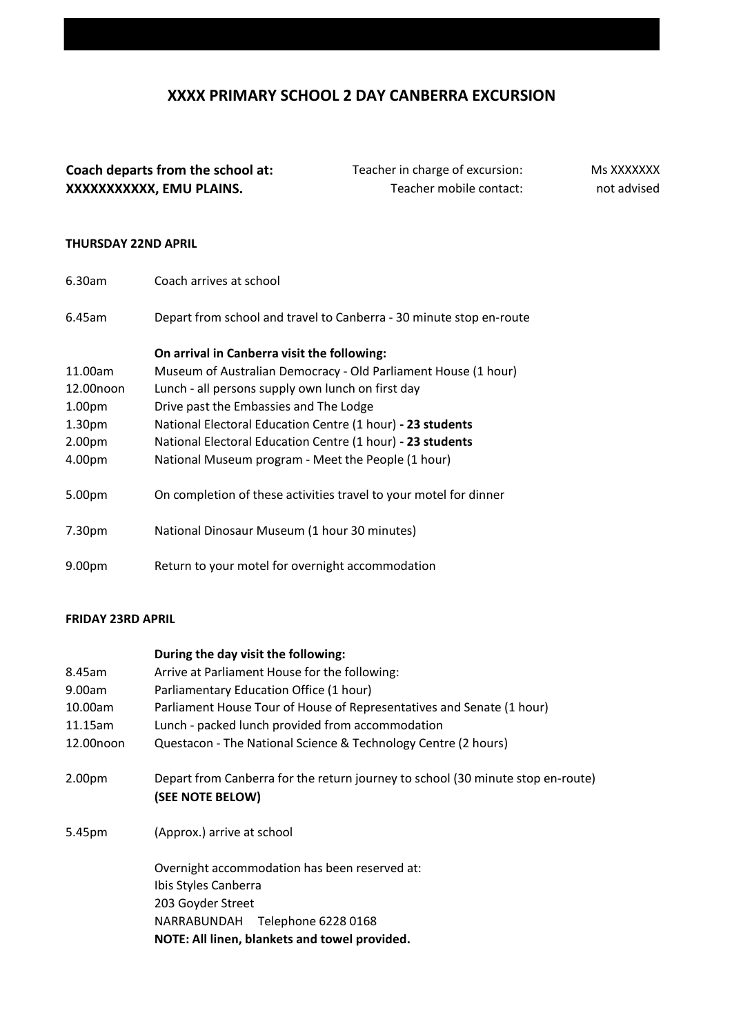# XXXX PRIMARY SCHOOL 2 DAY CANBERRA EXCURSION

**Coach departs from the school at:**
**XXXXXXXXXXX, EMU PLAINS.**

Teacher in charge of excursion: Ms XXXXXXX
Teacher mobile contact: not advised

**THURSDAY 22ND APRIL**

| | |
|---|---|
| 6.30am | Coach arrives at school |
| 6.45am | Depart from school and travel to Canberra - 30 minute stop en-route |
| | **On arrival in Canberra visit the following:** |
| 11.00am | Museum of Australian Democracy - Old Parliament House (1 hour) |
| 12.00noon | Lunch - all persons supply own lunch on first day |
| 1.00pm | Drive past the Embassies and The Lodge |
| 1.30pm | National Electoral Education Centre (1 hour) **- 23 students** |
| 2.00pm | National Electoral Education Centre (1 hour) **- 23 students** |
| 4.00pm | National Museum program - Meet the People (1 hour) |
| 5.00pm | On completion of these activities travel to your motel for dinner |
| 7.30pm | National Dinosaur Museum (1 hour 30 minutes) |
| 9.00pm | Return to your motel for overnight accommodation |

**FRIDAY 23RD APRIL**

| | |
|---|---|
| | **During the day visit the following:** |
| 8.45am | Arrive at Parliament House for the following: |
| 9.00am | Parliamentary Education Office (1 hour) |
| 10.00am | Parliament House Tour of House of Representatives and Senate (1 hour) |
| 11.15am | Lunch - packed lunch provided from accommodation |
| 12.00noon | Questacon - The National Science & Technology Centre (2 hours) |
| 2.00pm | Depart from Canberra for the return journey to school (30 minute stop en-route) **(SEE NOTE BELOW)** |
| 5.45pm | (Approx.) arrive at school |

Overnight accommodation has been reserved at:
Ibis Styles Canberra
203 Goyder Street
NARRABUNDAH Telephone 6228 0168
**NOTE: All linen, blankets and towel provided.**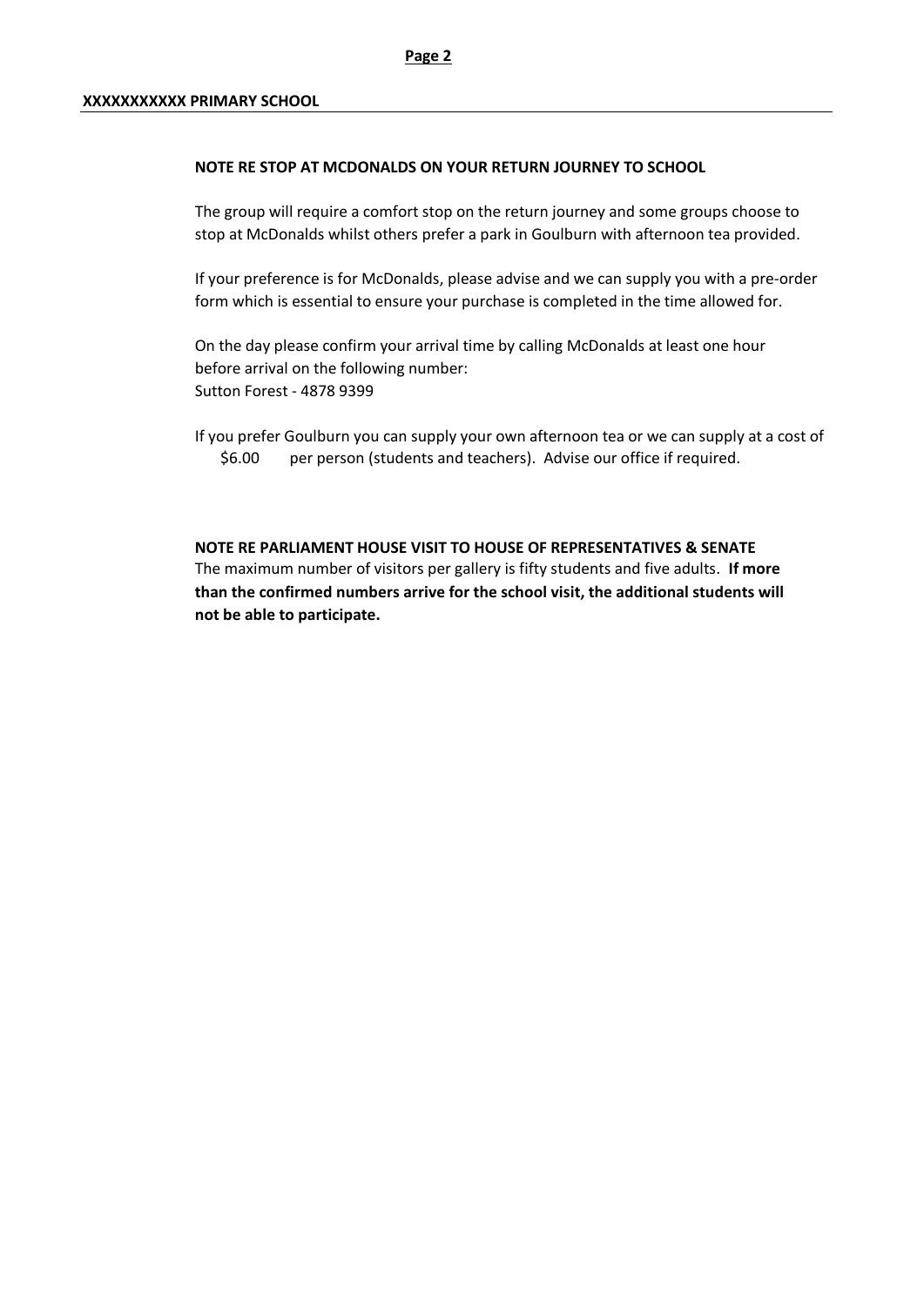**XXXXXXXXXXX PRIMARY SCHOOL**

**NOTE RE STOP AT MCDONALDS ON YOUR RETURN JOURNEY TO SCHOOL**

The group will require a comfort stop on the return journey and some groups choose to stop at McDonalds whilst others prefer a park in Goulburn with afternoon tea provided.

If your preference is for McDonalds, please advise and we can supply you with a pre-order form which is essential to ensure your purchase is completed in the time allowed for.

On the day please confirm your arrival time by calling McDonalds at least one hour before arrival on the following number:
Sutton Forest - 4878 9399

If you prefer Goulburn you can supply your own afternoon tea or we can supply at a cost of $6.00 per person (students and teachers). Advise our office if required.

**NOTE RE PARLIAMENT HOUSE VISIT TO HOUSE OF REPRESENTATIVES & SENATE**

The maximum number of visitors per gallery is fifty students and five adults. **If more than the confirmed numbers arrive for the school visit, the additional students will not be able to participate.**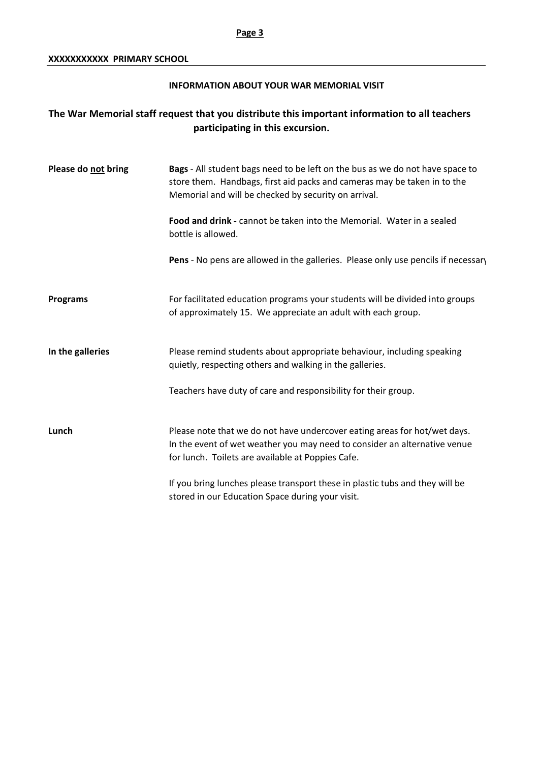**XXXXXXXXXXX PRIMARY SCHOOL**

**INFORMATION ABOUT YOUR WAR MEMORIAL VISIT**

## The War Memorial staff request that you distribute this important information to all teachers participating in this excursion.

| | |
|---|---|
| **Please do <u>not</u> bring** | **Bags** - All student bags need to be left on the bus as we do not have space to store them. Handbags, first aid packs and cameras may be taken in to the Memorial and will be checked by security on arrival. |
| | **Food and drink -** cannot be taken into the Memorial. Water in a sealed bottle is allowed. |
| | **Pens** - No pens are allowed in the galleries. Please only use pencils if necessary |
| **Programs** | For facilitated education programs your students will be divided into groups of approximately 15. We appreciate an adult with each group. |
| **In the galleries** | Please remind students about appropriate behaviour, including speaking quietly, respecting others and walking in the galleries. |
| | Teachers have duty of care and responsibility for their group. |
| **Lunch** | Please note that we do not have undercover eating areas for hot/wet days. In the event of wet weather you may need to consider an alternative venue for lunch. Toilets are available at Poppies Cafe. |
| | If you bring lunches please transport these in plastic tubs and they will be stored in our Education Space during your visit. |